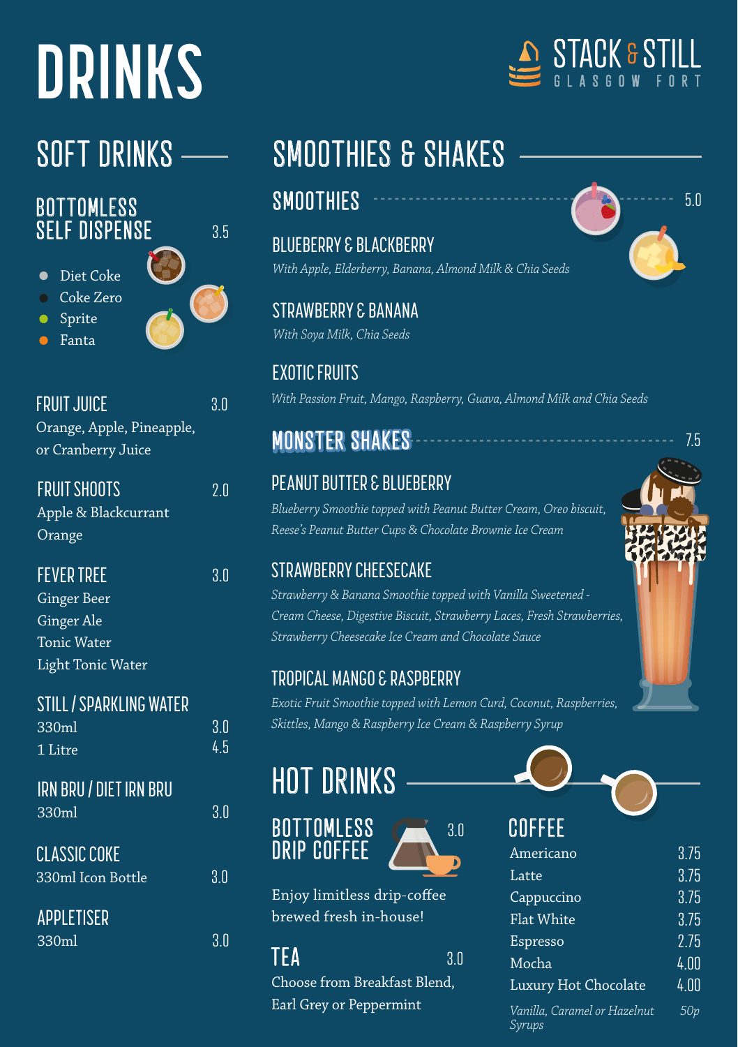# DRINKS

STACK & STILL
GLASGOW FORT

## SOFT DRINKS

### BOTTOMLESS SELF DISPENSE — 3.5

- Diet Coke
- Coke Zero
- Sprite
- Fanta

### FRUIT JUICE — 3.0

Orange, Apple, Pineapple, or Cranberry Juice

### FRUIT SHOOTS — 2.0

Apple & Blackcurrant
Orange

### FEVER TREE — 3.0

Ginger Beer
Ginger Ale
Tonic Water
Light Tonic Water

### STILL / SPARKLING WATER

| | |
|---|---|
| 330ml | 3.0 |
| 1 Litre | 4.5 |

### IRN BRU / DIET IRN BRU

330ml — 3.0

### CLASSIC COKE

330ml Icon Bottle — 3.0

### APPLETISER

330ml — 3.0

## SMOOTHIES & SHAKES

### SMOOTHIES — 5.0

**BLUEBERRY & BLACKBERRY**
*With Apple, Elderberry, Banana, Almond Milk & Chia Seeds*

**STRAWBERRY & BANANA**
*With Soya Milk, Chia Seeds*

**EXOTIC FRUITS**
*With Passion Fruit, Mango, Raspberry, Guava, Almond Milk and Chia Seeds*

### MONSTER SHAKES — 7.5

**PEANUT BUTTER & BLUEBERRY**
*Blueberry Smoothie topped with Peanut Butter Cream, Oreo biscuit, Reese's Peanut Butter Cups & Chocolate Brownie Ice Cream*

**STRAWBERRY CHEESECAKE**
*Strawberry & Banana Smoothie topped with Vanilla Sweetened - Cream Cheese, Digestive Biscuit, Strawberry Laces, Fresh Strawberries, Strawberry Cheesecake Ice Cream and Chocolate Sauce*

**TROPICAL MANGO & RASPBERRY**
*Exotic Fruit Smoothie topped with Lemon Curd, Coconut, Raspberries, Skittles, Mango & Raspberry Ice Cream & Raspberry Syrup*

## HOT DRINKS

### BOTTOMLESS DRIP COFFEE — 3.0

Enjoy limitless drip-coffee brewed fresh in-house!

### TEA — 3.0

Choose from Breakfast Blend, Earl Grey or Peppermint

### COFFEE

| | |
|---|---|
| Americano | 3.75 |
| Latte | 3.75 |
| Cappuccino | 3.75 |
| Flat White | 3.75 |
| Espresso | 2.75 |
| Mocha | 4.00 |
| Luxury Hot Chocolate | 4.00 |
| *Vanilla, Caramel or Hazelnut Syrups* | *50p* |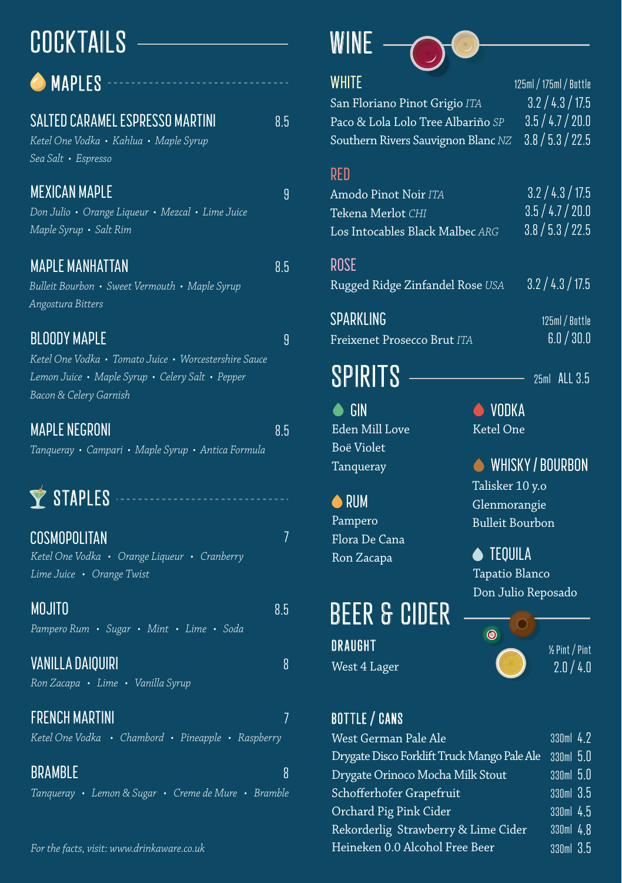# COCKTAILS

## MAPLES

### SALTED CARAMEL ESPRESSO MARTINI — 8.5

*Ketel One Vodka • Kahlua • Maple Syrup • Sea Salt • Espresso*

### MEXICAN MAPLE — 9

*Don Julio • Orange Liqueur • Mezcal • Lime Juice • Maple Syrup • Salt Rim*

### MAPLE MANHATTAN — 8.5

*Bulleit Bourbon • Sweet Vermouth • Maple Syrup • Angostura Bitters*

### BLOODY MAPLE — 9

*Ketel One Vodka • Tomato Juice • Worcestershire Sauce • Lemon Juice • Maple Syrup • Celery Salt • Pepper • Bacon & Celery Garnish*

### MAPLE NEGRONI — 8.5

*Tanqueray • Campari • Maple Syrup • Antica Formula*

## STAPLES

### COSMOPOLITAN — 7

*Ketel One Vodka • Orange Liqueur • Cranberry • Lime Juice • Orange Twist*

### MOJITO — 8.5

*Pampero Rum • Sugar • Mint • Lime • Soda*

### VANILLA DAIQUIRI — 8

*Ron Zacapa • Lime • Vanilla Syrup*

### FRENCH MARTINI — 7

*Ketel One Vodka • Chambord • Pineapple • Raspberry*

### BRAMBLE — 8

*Tanqueray • Lemon & Sugar • Creme de Mure • Bramble*

*For the facts, visit: www.drinkaware.co.uk*

# WINE

## WHITE

| | 125ml / 175ml / Bottle |
|---|---|
| San Floriano Pinot Grigio *ITA* | 3.2 / 4.3 / 17.5 |
| Paco & Lola Lolo Tree Albariño *SP* | 3.5 / 4.7 / 20.0 |
| Southern Rivers Sauvignon Blanc *NZ* | 3.8 / 5.3 / 22.5 |

## RED

| | |
|---|---|
| Amodo Pinot Noir *ITA* | 3.2 / 4.3 / 17.5 |
| Tekena Merlot *CHI* | 3.5 / 4.7 / 20.0 |
| Los Intocables Black Malbec *ARG* | 3.8 / 5.3 / 22.5 |

## ROSE

| | |
|---|---|
| Rugged Ridge Zinfandel Rose *USA* | 3.2 / 4.3 / 17.5 |

## SPARKLING

| | 125ml / Bottle |
|---|---|
| Freixenet Prosecco Brut *ITA* | 6.0 / 30.0 |

# SPIRITS

25ml ALL 3.5

## GIN

Eden Mill Love
Boë Violet
Tanqueray

## RUM

Pampero
Flora De Cana
Ron Zacapa

## VODKA

Ketel One

## WHISKY / BOURBON

Talisker 10 y.o
Glenmorangie
Bulleit Bourbon

## TEQUILA

Tapatio Blanco
Don Julio Reposado

# BEER & CIDER

## DRAUGHT

| | ½ Pint / Pint |
|---|---|
| West 4 Lager | 2.0 / 4.0 |

## BOTTLE / CANS

| | | |
|---|---|---|
| West German Pale Ale | 330ml | 4.2 |
| Drygate Disco Forklift Truck Mango Pale Ale | 330ml | 5.0 |
| Drygate Orinoco Mocha Milk Stout | 330ml | 5.0 |
| Schofferhofer Grapefruit | 330ml | 3.5 |
| Orchard Pig Pink Cider | 330ml | 4.5 |
| Rekorderlig Strawberry & Lime Cider | 330ml | 4.8 |
| Heineken 0.0 Alcohol Free Beer | 330ml | 3.5 |